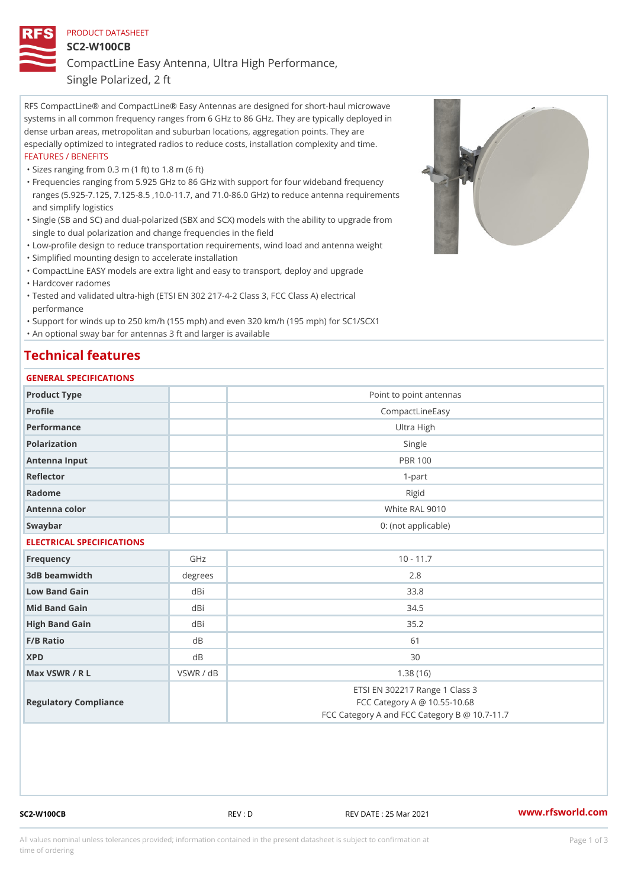PRODUCT DATASHEET

# SC2-W100CB

## CompactLine Easy Antenna, Ultra High Performance, Single Polarized, 2 ft

RFS CompactLine® and CompactLine® Easy Antennas are designed for short-haul microwave systems in all common frequency ranges from 6 GHz to 86 GHz. They are typically deployed in dense urban areas, metropolitan and suburban locations, aggregation points. They are especially optimized to integrated radios to reduce costs, installation complexity and time.

FEATURES / BENEFITS

- Sizes ranging from 0.3 m (1 ft) to 1.8 m (6 ft)
- Frequencies ranging from 5.925 GHz to 86 GHz with support for four wideband frequency ranges (5.925-7.125, 7.125-8.5 ,10.0-11.7, and 71.0-86.0 GHz) to reduce antenna requirements and simplify logistics
- Single (SB and SC) and dual-polarized (SBX and SCX) models with the ability to upgrade from single to dual polarization and change frequencies in the field
- Low-profile design to reduce transportation requirements, wind load and antenna weight
- Simplified mounting design to accelerate installation
- CompactLine EASY models are extra light and easy to transport, deploy and upgrade
- Hardcover radomes
- Tested and validated ultra-high (ETSI EN 302 217-4-2 Class 3, FCC Class A) electrical performance
- Support for winds up to 250 km/h (155 mph) and even 320 km/h (195 mph) for SC1/SCX1
- An optional sway bar for antennas 3 ft and larger is available

## Technical features

### GENERAL SPECIFICATIONS

| | | |
|---|---|---|
| Product Type | | Point to point antennas |
| Profile | | CompactLineEasy |
| Performance | | Ultra High |
| Polarization | | Single |
| Antenna Input | | PBR 100 |
| Reflector | | 1-part |
| Radome | | Rigid |
| Antenna color | | White RAL 9010 |
| Swaybar | | 0: (not applicable) |

### ELECTRICAL SPECIFICATIONS

| | | |
|---|---|---|
| Frequency | GHz | 10 - 11.7 |
| 3dB beamwidth | degrees | 2.8 |
| Low Band Gain | dBi | 33.8 |
| Mid Band Gain | dBi | 34.5 |
| High Band Gain | dBi | 35.2 |
| F/B Ratio | dB | 61 |
| XPD | dB | 30 |
| Max VSWR / R L | VSWR / dB | 1.38 (16) |
| Regulatory Compliance | | ETSI EN 302217 Range 1 Class 3<br>FCC Category A @ 10.55-10.68<br>FCC Category A and FCC Category B @ 10.7-11.7 |

SC2-W100CB REV : D REV DATE : 25 Mar 2021 www.rfsworld.com

All values nominal unless tolerances provided; information contained in the present datasheet is subject to confirmation at time of ordering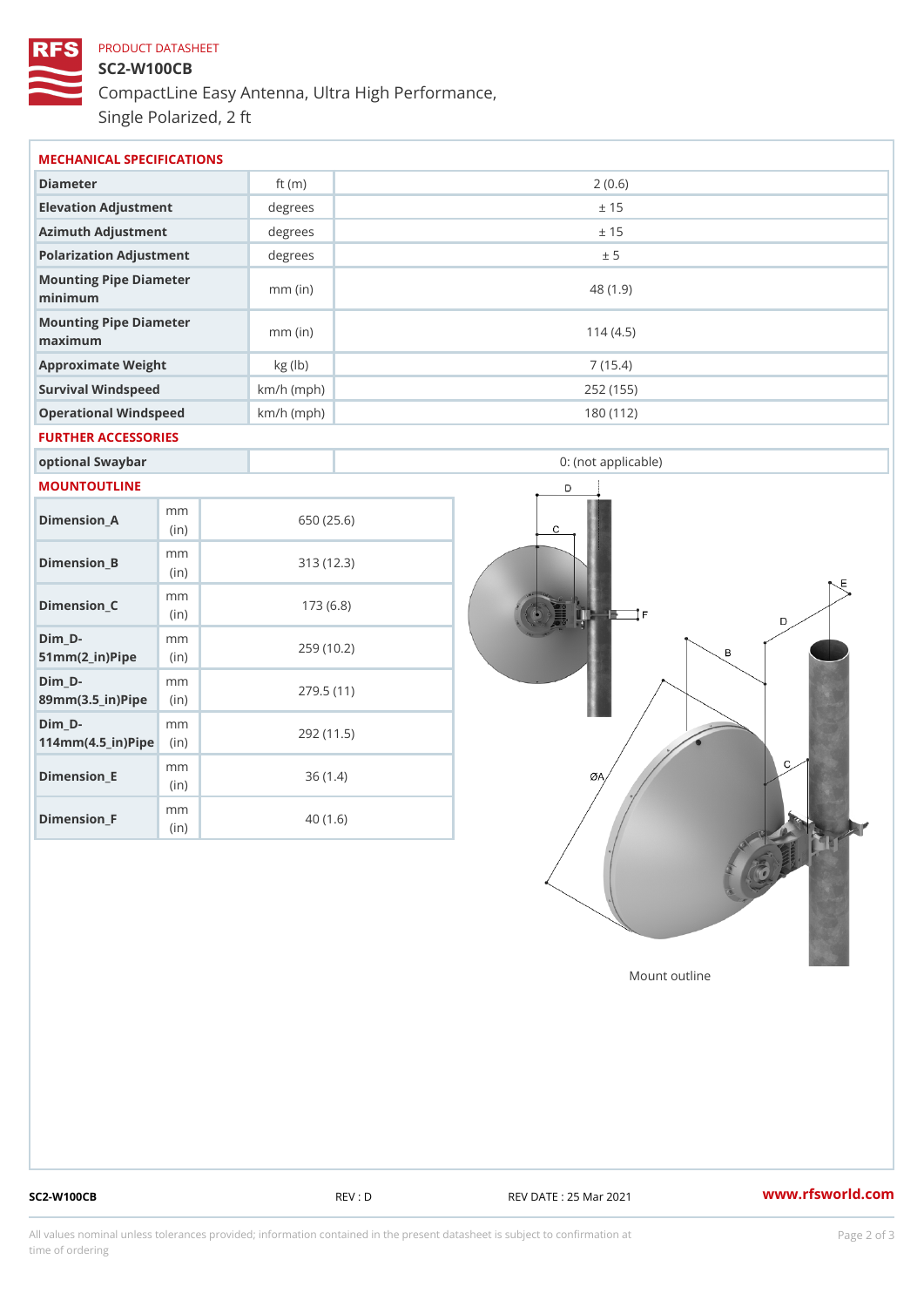PRODUCT DATASHEET

# SC2-W100CB

CompactLine Easy Antenna, Ultra High Performance, Single Polarized, 2 ft

## MECHANICAL SPECIFICATIONS

| Parameter | Unit | Value |
|---|---|---|
| Diameter | ft (m) | 2 (0.6) |
| Elevation Adjustment | degrees | ± 15 |
| Azimuth Adjustment | degrees | ± 15 |
| Polarization Adjustment | degrees | ± 5 |
| Mounting Pipe Diameter minimum | mm (in) | 48 (1.9) |
| Mounting Pipe Diameter maximum | mm (in) | 114 (4.5) |
| Approximate Weight | kg (lb) | 7 (15.4) |
| Survival Windspeed | km/h (mph) | 252 (155) |
| Operational Windspeed | km/h (mph) | 180 (112) |

## FURTHER ACCESSORIES

| Accessory | | Value |
|---|---|---|
| optional Swaybar | | 0: (not applicable) |

## MOUNTOUTLINE

| Dimension | Unit | Value |
|---|---|---|
| Dimension_A | mm (in) | 650 (25.6) |
| Dimension_B | mm (in) | 313 (12.3) |
| Dimension_C | mm (in) | 173 (6.8) |
| Dim_D-51mm(2_in)Pipe | mm (in) | 259 (10.2) |
| Dim_D-89mm(3.5_in)Pipe | mm (in) | 279.5 (11) |
| Dim_D-114mm(4.5_in)Pipe | mm (in) | 292 (11.5) |
| Dimension_E | mm (in) | 36 (1.4) |
| Dimension_F | mm (in) | 40 (1.6) |

Mount outline

SC2-W100CB REV : D REV DATE : 25 Mar 2021 www.rfsworld.com

All values nominal unless tolerances provided; information contained in the present datasheet is subject to confirmation at time of ordering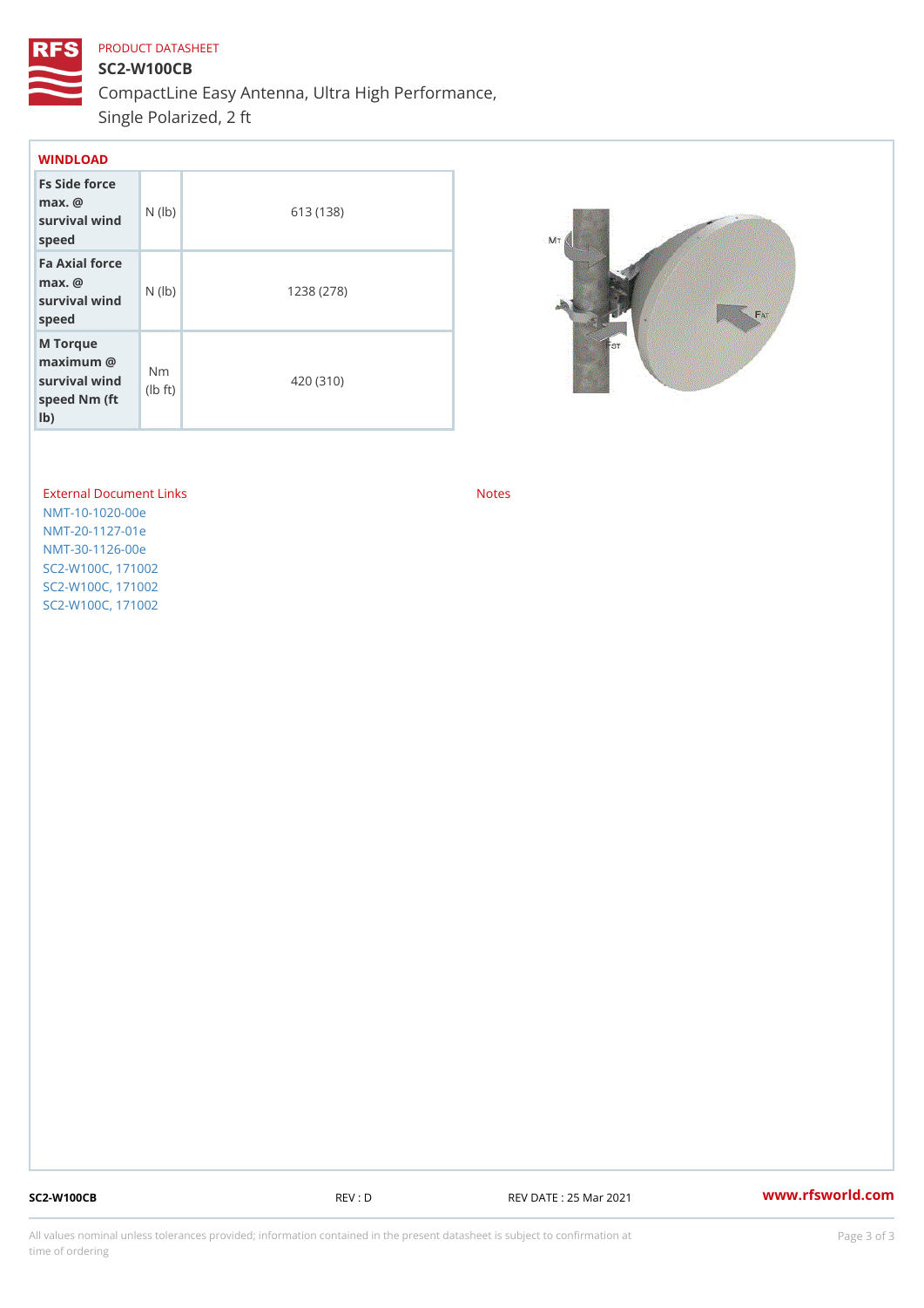PRODUCT DATASHEET

# SC2-W100CB

CompactLine Easy Antenna, Ultra High Performance, Single Polarized, 2 ft

## WINDLOAD

| | | |
|---|---|---|
| Fs Side force max. @ survival wind speed | N (lb) | 613 (138) |
| Fa Axial force max. @ survival wind speed | N (lb) | 1238 (278) |
| M Torque maximum @ survival wind speed Nm (ft lb) | Nm (lb ft) | 420 (310) |

MT

FAT

FST

External Document Links

NMT-10-1020-00e
NMT-20-1127-01e
NMT-30-1126-00e
SC2-W100C, 171002
SC2-W100C, 171002
SC2-W100C, 171002

Notes

SC2-W100CB REV : D REV DATE : 25 Mar 2021 www.rfsworld.com

All values nominal unless tolerances provided; information contained in the present datasheet is subject to confirmation at time of ordering